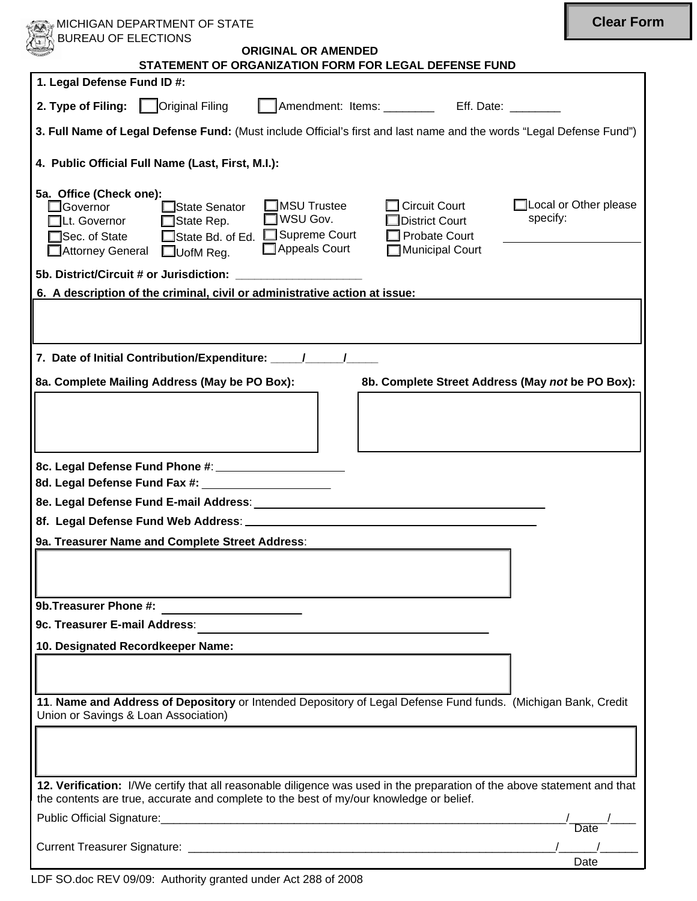Clear Form

MICHIGAN DEPARTMENT OF STATE
BUREAU OF ELECTIONS

## ORIGINAL OR AMENDED
## STATEMENT OF ORGANIZATION FORM FOR LEGAL DEFENSE FUND

**1. Legal Defense Fund ID #:**

**2. Type of Filing:** ☐ Original Filing ☐ Amendment: Items: ________ Eff. Date: ________

**3. Full Name of Legal Defense Fund:** (Must include Official's first and last name and the words "Legal Defense Fund")

**4. Public Official Full Name (Last, First, M.I.):**

**5a. Office (Check one):**

| | | | | |
|---|---|---|---|---|
| ☐ Governor | ☐ State Senator | ☐ MSU Trustee | ☐ Circuit Court | ☐ Local or Other please specify: |
| ☐ Lt. Governor | ☐ State Rep. | ☐ WSU Gov. | ☐ District Court | |
| ☐ Sec. of State | ☐ State Bd. of Ed. | ☐ Supreme Court | ☐ Probate Court | ______________________ |
| ☐ Attorney General | ☐ UofM Reg. | ☐ Appeals Court | ☐ Municipal Court | |

**5b. District/Circuit # or Jurisdiction:** ____________________

**6. A description of the criminal, civil or administrative action at issue:**

**7. Date of Initial Contribution/Expenditure:** _____/______/_____

**8a. Complete Mailing Address (May be PO Box):**

**8b. Complete Street Address (May *not* be PO Box):**

**8c. Legal Defense Fund Phone #**: ____________________

**8d. Legal Defense Fund Fax #:** ____________________

**8e. Legal Defense Fund E-mail Address**: ______________________________________________

**8f. Legal Defense Fund Web Address**: ______________________________________________

**9a. Treasurer Name and Complete Street Address**:

**9b.Treasurer Phone #:** ____________________

**9c. Treasurer E-mail Address**: ______________________________________________

**10. Designated Recordkeeper Name:**

**11. Name and Address of Depository** or Intended Depository of Legal Defense Fund funds. (Michigan Bank, Credit Union or Savings & Loan Association)

**12. Verification:** I/We certify that all reasonable diligence was used in the preparation of the above statement and that the contents are true, accurate and complete to the best of my/our knowledge or belief.

Public Official Signature:_____________________________________________________________________/______/____
Date

Current Treasurer Signature: _______________________________________________________________/______/______
Date

LDF SO.doc REV 09/09: Authority granted under Act 288 of 2008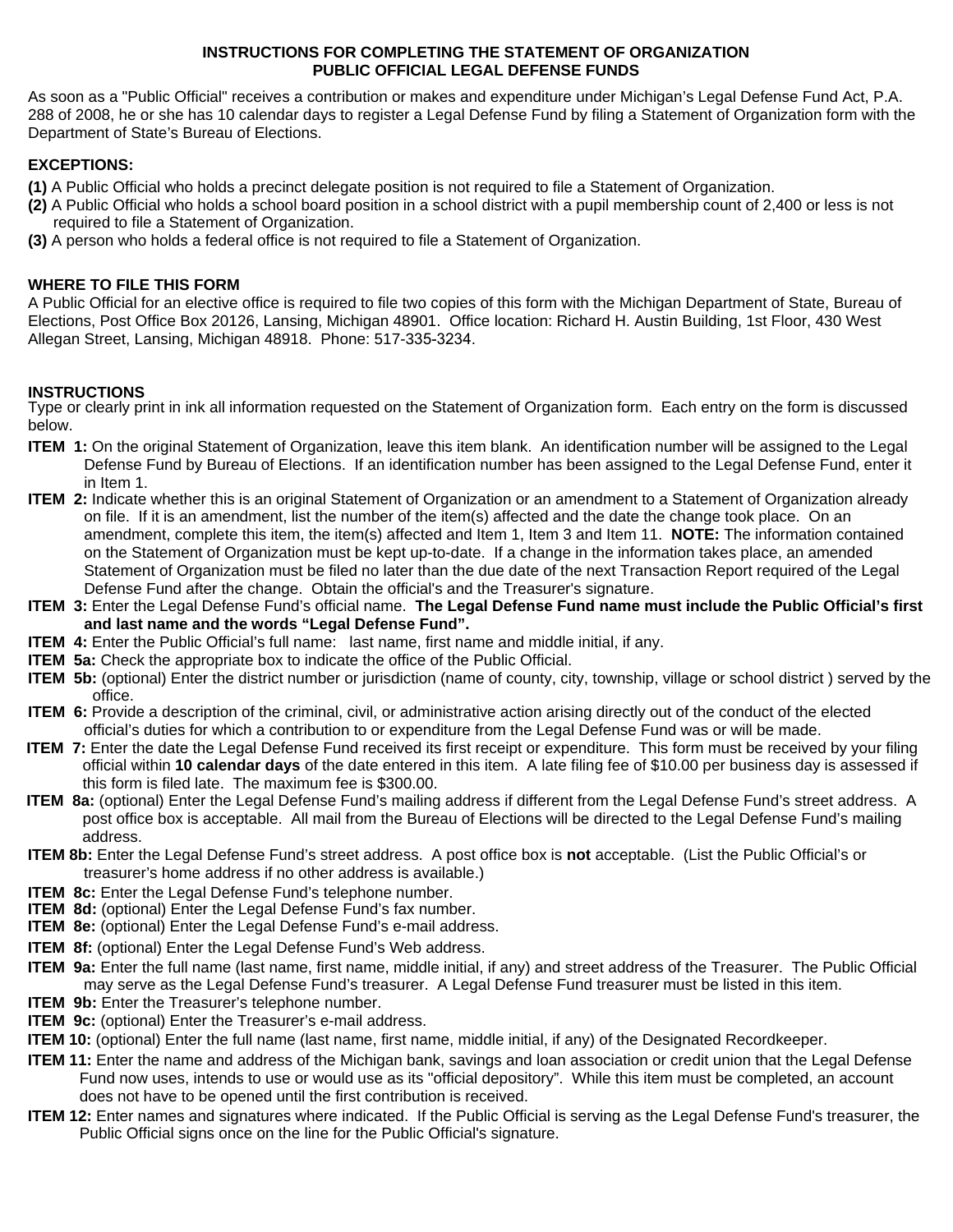# INSTRUCTIONS FOR COMPLETING THE STATEMENT OF ORGANIZATION PUBLIC OFFICIAL LEGAL DEFENSE FUNDS

As soon as a "Public Official" receives a contribution or makes and expenditure under Michigan's Legal Defense Fund Act, P.A. 288 of 2008, he or she has 10 calendar days to register a Legal Defense Fund by filing a Statement of Organization form with the Department of State's Bureau of Elections.

## EXCEPTIONS:

**(1)** A Public Official who holds a precinct delegate position is not required to file a Statement of Organization.
**(2)** A Public Official who holds a school board position in a school district with a pupil membership count of 2,400 or less is not required to file a Statement of Organization.
**(3)** A person who holds a federal office is not required to file a Statement of Organization.

## WHERE TO FILE THIS FORM

A Public Official for an elective office is required to file two copies of this form with the Michigan Department of State, Bureau of Elections, Post Office Box 20126, Lansing, Michigan 48901. Office location: Richard H. Austin Building, 1st Floor, 430 West Allegan Street, Lansing, Michigan 48918. Phone: 517-335-3234.

## INSTRUCTIONS

Type or clearly print in ink all information requested on the Statement of Organization form. Each entry on the form is discussed below.

**ITEM 1:** On the original Statement of Organization, leave this item blank. An identification number will be assigned to the Legal Defense Fund by Bureau of Elections. If an identification number has been assigned to the Legal Defense Fund, enter it in Item 1.

**ITEM 2:** Indicate whether this is an original Statement of Organization or an amendment to a Statement of Organization already on file. If it is an amendment, list the number of the item(s) affected and the date the change took place. On an amendment, complete this item, the item(s) affected and Item 1, Item 3 and Item 11. **NOTE:** The information contained on the Statement of Organization must be kept up-to-date. If a change in the information takes place, an amended Statement of Organization must be filed no later than the due date of the next Transaction Report required of the Legal Defense Fund after the change. Obtain the official's and the Treasurer's signature.

**ITEM 3:** Enter the Legal Defense Fund's official name. **The Legal Defense Fund name must include the Public Official's first and last name and the words "Legal Defense Fund".**

**ITEM 4:** Enter the Public Official's full name: last name, first name and middle initial, if any.

**ITEM 5a:** Check the appropriate box to indicate the office of the Public Official.

**ITEM 5b:** (optional) Enter the district number or jurisdiction (name of county, city, township, village or school district ) served by the office.

**ITEM 6:** Provide a description of the criminal, civil, or administrative action arising directly out of the conduct of the elected official's duties for which a contribution to or expenditure from the Legal Defense Fund was or will be made.

**ITEM 7:** Enter the date the Legal Defense Fund received its first receipt or expenditure. This form must be received by your filing official within **10 calendar days** of the date entered in this item. A late filing fee of $10.00 per business day is assessed if this form is filed late. The maximum fee is $300.00.

**ITEM 8a:** (optional) Enter the Legal Defense Fund's mailing address if different from the Legal Defense Fund's street address. A post office box is acceptable. All mail from the Bureau of Elections will be directed to the Legal Defense Fund's mailing address.

**ITEM 8b:** Enter the Legal Defense Fund's street address. A post office box is **not** acceptable. (List the Public Official's or treasurer's home address if no other address is available.)

**ITEM 8c:** Enter the Legal Defense Fund's telephone number.

**ITEM 8d:** (optional) Enter the Legal Defense Fund's fax number.

**ITEM 8e:** (optional) Enter the Legal Defense Fund's e-mail address.

**ITEM 8f:** (optional) Enter the Legal Defense Fund's Web address.

**ITEM 9a:** Enter the full name (last name, first name, middle initial, if any) and street address of the Treasurer. The Public Official may serve as the Legal Defense Fund's treasurer. A Legal Defense Fund treasurer must be listed in this item.

**ITEM 9b:** Enter the Treasurer's telephone number.

**ITEM 9c:** (optional) Enter the Treasurer's e-mail address.

**ITEM 10:** (optional) Enter the full name (last name, first name, middle initial, if any) of the Designated Recordkeeper.

**ITEM 11:** Enter the name and address of the Michigan bank, savings and loan association or credit union that the Legal Defense Fund now uses, intends to use or would use as its "official depository". While this item must be completed, an account does not have to be opened until the first contribution is received.

**ITEM 12:** Enter names and signatures where indicated. If the Public Official is serving as the Legal Defense Fund's treasurer, the Public Official signs once on the line for the Public Official's signature.